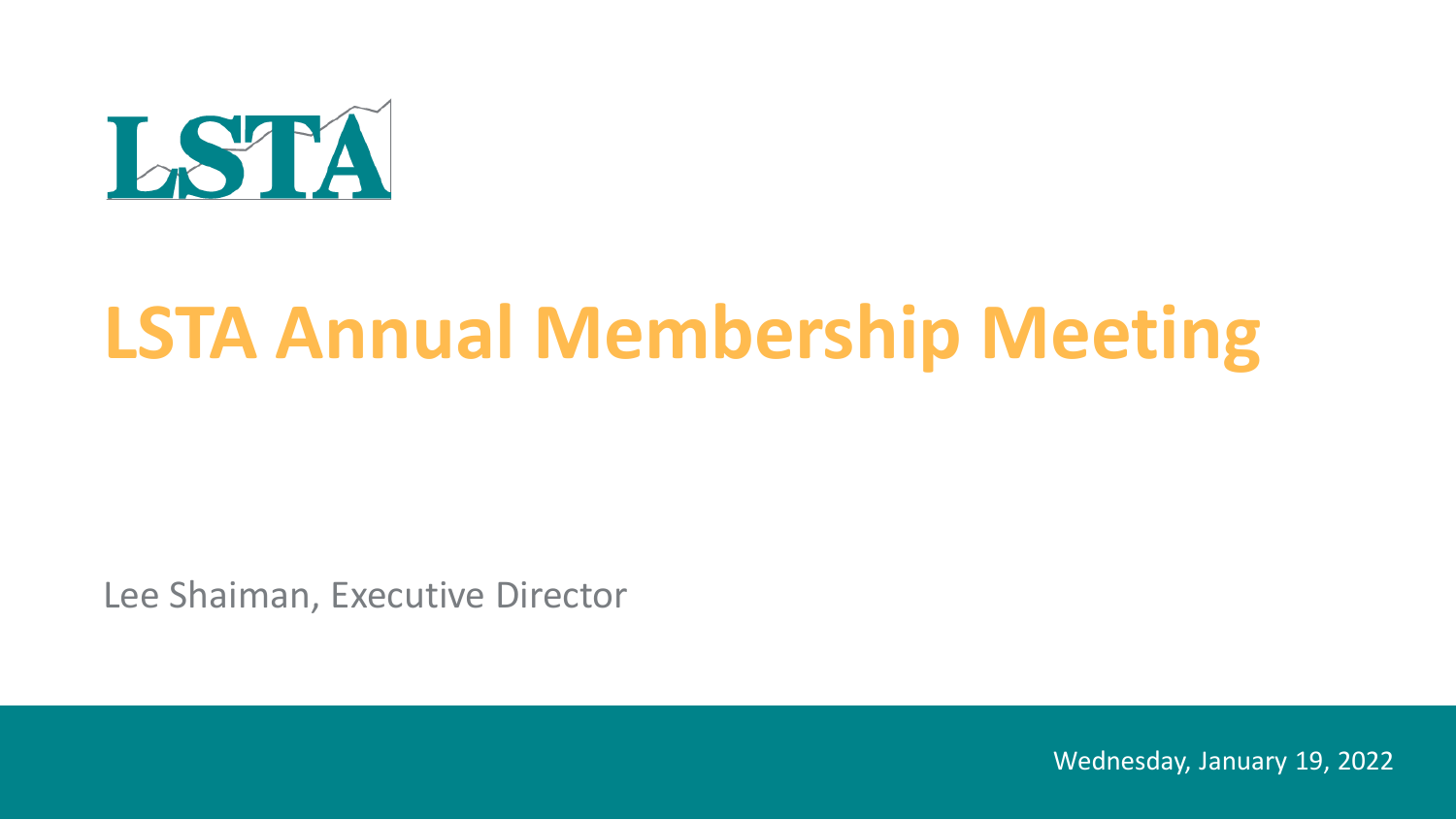LSTA

# LSTA Annual Membership Meeting

Lee Shaiman, Executive Director

Wednesday, January 19, 2022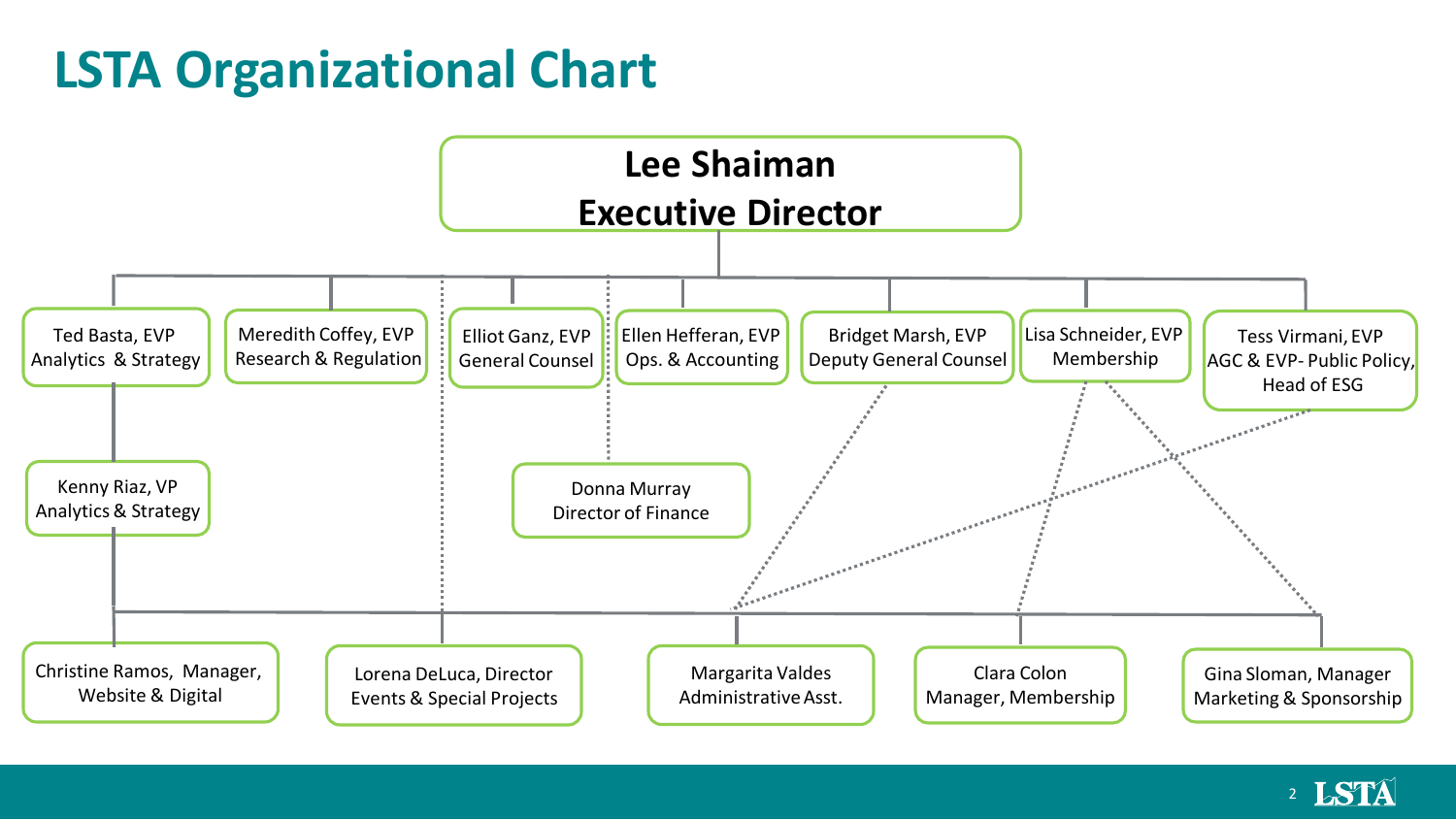# LSTA Organizational Chart

**Lee Shaiman**
**Executive Director**

- Ted Basta, EVP
  Analytics & Strategy
- Meredith Coffey, EVP
  Research & Regulation
- Elliot Ganz, EVP
  General Counsel
- Ellen Hefferan, EVP
  Ops. & Accounting
- Bridget Marsh, EVP
  Deputy General Counsel
- Lisa Schneider, EVP
  Membership
- Tess Virmani, EVP
  AGC & EVP- Public Policy, Head of ESG

Kenny Riaz, VP
Analytics & Strategy

Donna Murray
Director of Finance

Christine Ramos, Manager,
Website & Digital

Lorena DeLuca, Director
Events & Special Projects

Margarita Valdes
Administrative Asst.

Clara Colon
Manager, Membership

Gina Sloman, Manager
Marketing & Sponsorship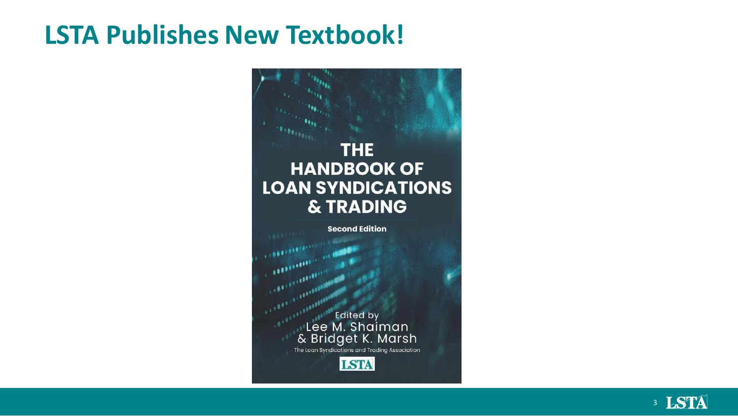# LSTA Publishes New Textbook!

THE HANDBOOK OF LOAN SYNDICATIONS & TRADING

Second Edition

Edited by
Lee M. Shaiman
& Bridget K. Marsh

The Loan Syndications and Trading Association

LSTA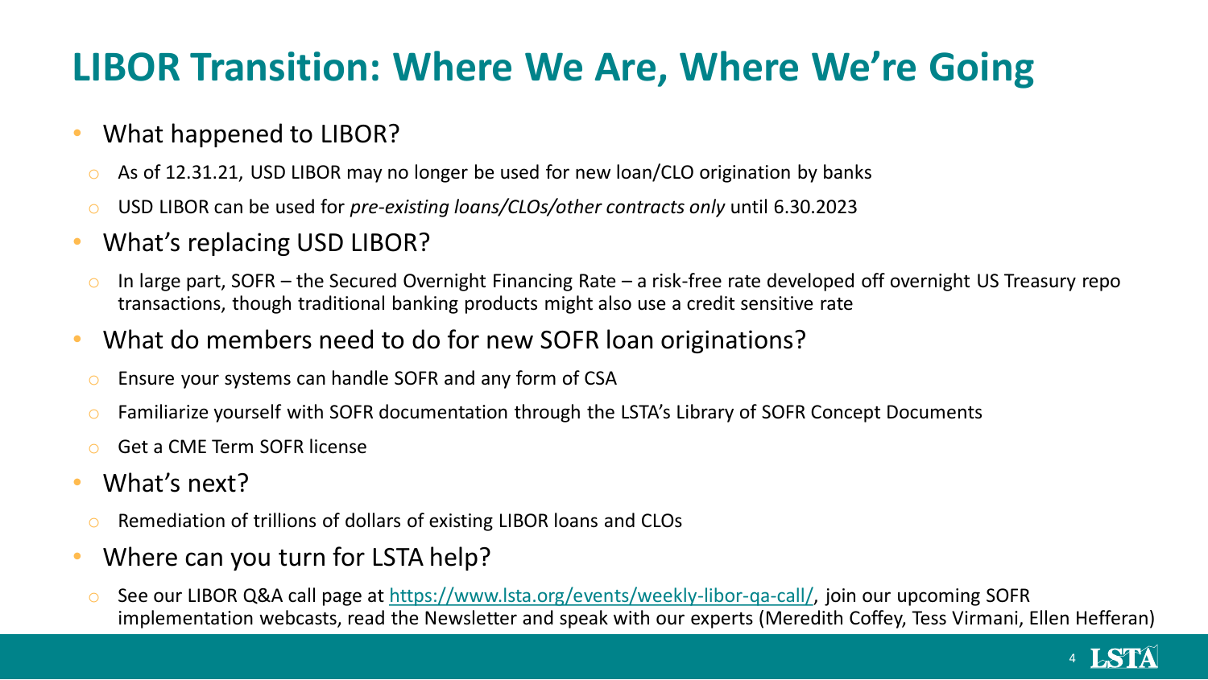# LIBOR Transition: Where We Are, Where We're Going

- What happened to LIBOR?
  - As of 12.31.21, USD LIBOR may no longer be used for new loan/CLO origination by banks
  - USD LIBOR can be used for *pre-existing loans/CLOs/other contracts only* until 6.30.2023
- What's replacing USD LIBOR?
  - In large part, SOFR – the Secured Overnight Financing Rate – a risk-free rate developed off overnight US Treasury repo transactions, though traditional banking products might also use a credit sensitive rate
- What do members need to do for new SOFR loan originations?
  - Ensure your systems can handle SOFR and any form of CSA
  - Familiarize yourself with SOFR documentation through the LSTA's Library of SOFR Concept Documents
  - Get a CME Term SOFR license
- What's next?
  - Remediation of trillions of dollars of existing LIBOR loans and CLOs
- Where can you turn for LSTA help?
  - See our LIBOR Q&A call page at [https://www.lsta.org/events/weekly-libor-qa-call/](https://www.lsta.org/events/weekly-libor-qa-call/), join our upcoming SOFR implementation webcasts, read the Newsletter and speak with our experts (Meredith Coffey, Tess Virmani, Ellen Hefferan)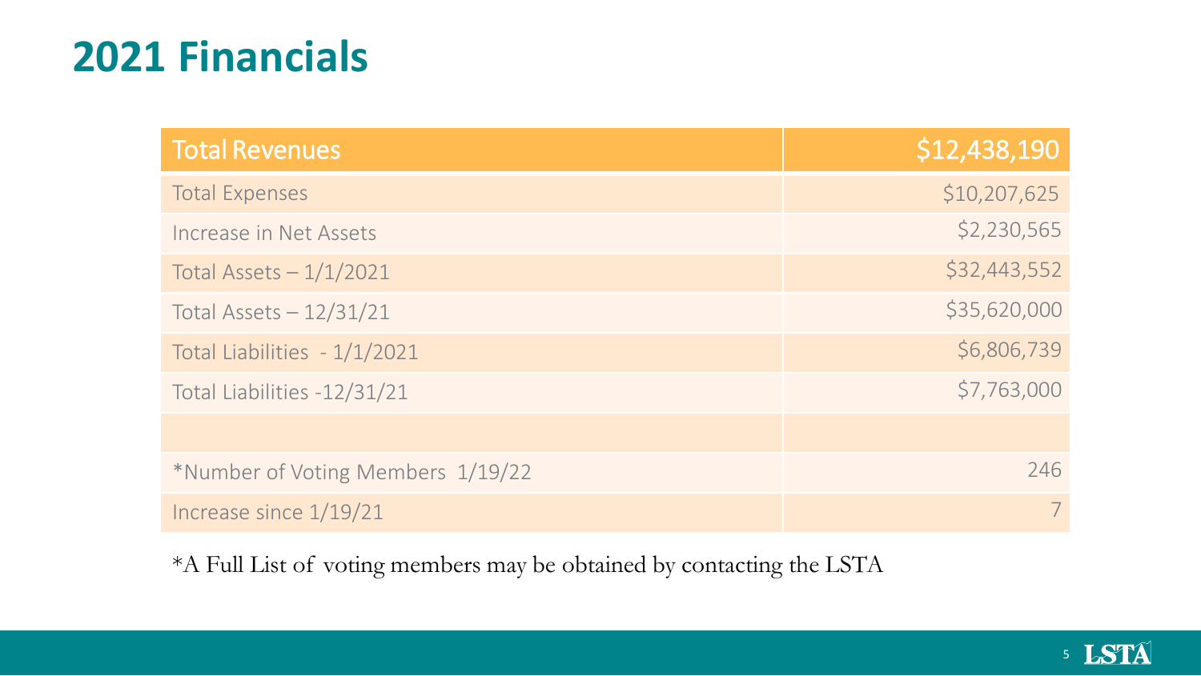# 2021 Financials

| Total Revenues | $12,438,190 |
|---|---|
| Total Expenses | $10,207,625 |
| Increase in Net Assets | $2,230,565 |
| Total Assets – 1/1/2021 | $32,443,552 |
| Total Assets – 12/31/21 | $35,620,000 |
| Total Liabilities - 1/1/2021 | $6,806,739 |
| Total Liabilities -12/31/21 | $7,763,000 |
| | |
| *Number of Voting Members 1/19/22 | 246 |
| Increase since 1/19/21 | 7 |

*A Full List of voting members may be obtained by contacting the LSTA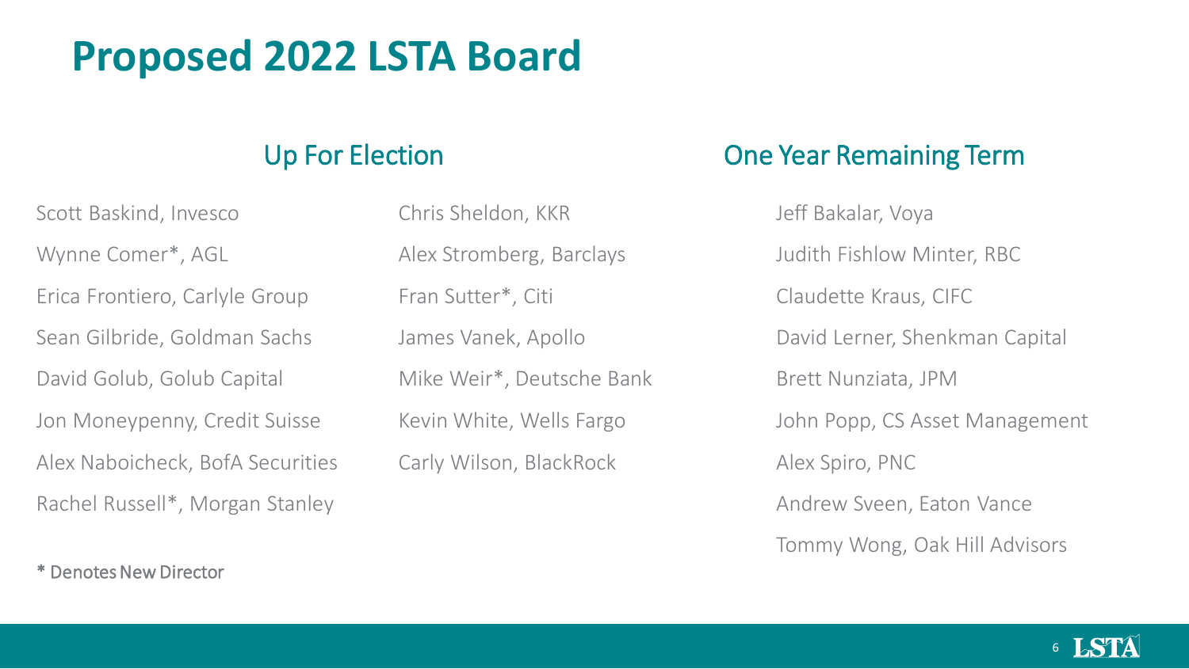# Proposed 2022 LSTA Board

## Up For Election

- Scott Baskind, Invesco
- Wynne Comer*, AGL
- Erica Frontiero, Carlyle Group
- Sean Gilbride, Goldman Sachs
- David Golub, Golub Capital
- Jon Moneypenny, Credit Suisse
- Alex Naboicheck, BofA Securities
- Rachel Russell*, Morgan Stanley
- Chris Sheldon, KKR
- Alex Stromberg, Barclays
- Fran Sutter*, Citi
- James Vanek, Apollo
- Mike Weir*, Deutsche Bank
- Kevin White, Wells Fargo
- Carly Wilson, BlackRock

* Denotes New Director

## One Year Remaining Term

- Jeff Bakalar, Voya
- Judith Fishlow Minter, RBC
- Claudette Kraus, CIFC
- David Lerner, Shenkman Capital
- Brett Nunziata, JPM
- John Popp, CS Asset Management
- Alex Spiro, PNC
- Andrew Sveen, Eaton Vance
- Tommy Wong, Oak Hill Advisors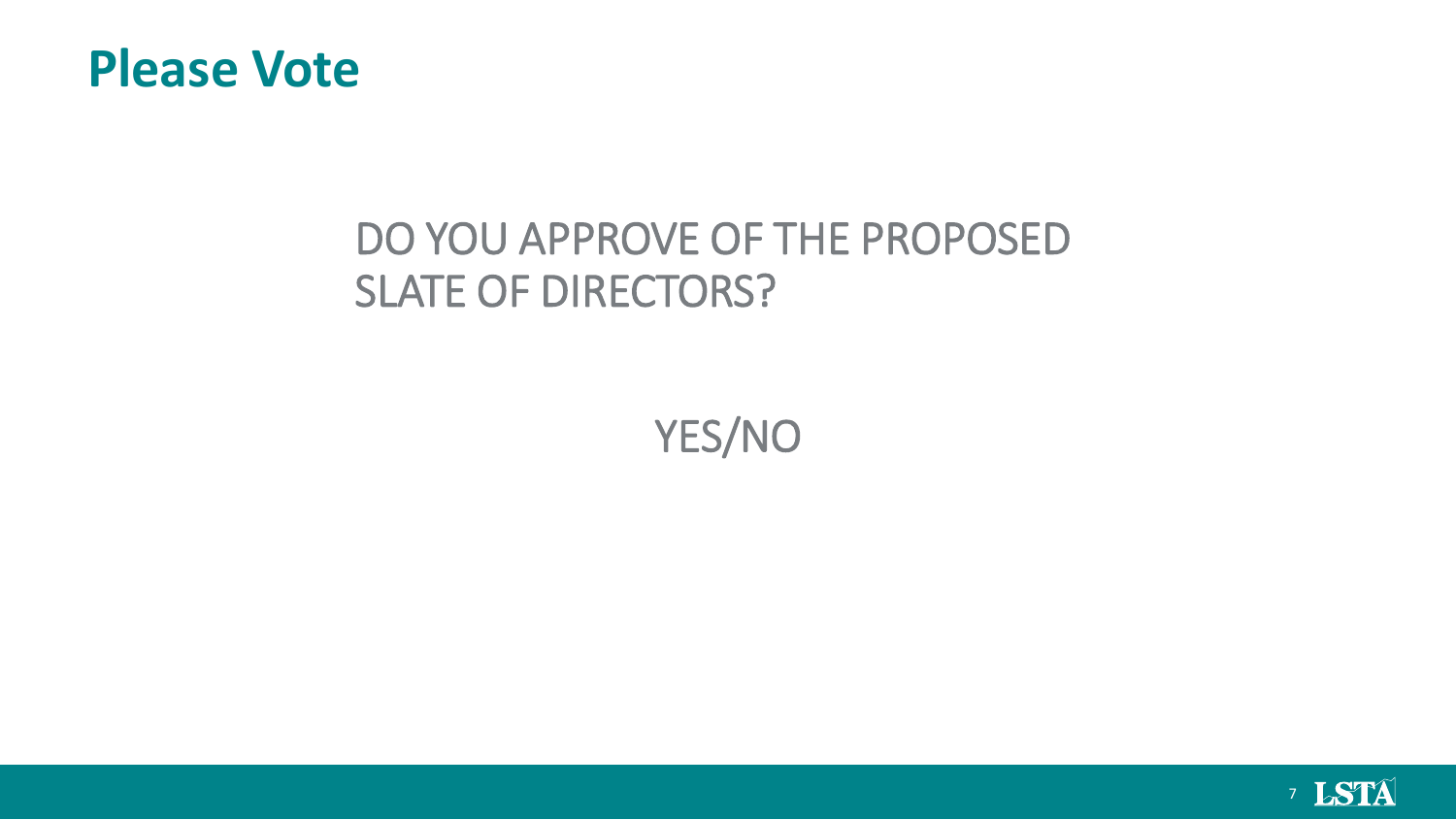# Please Vote

DO YOU APPROVE OF THE PROPOSED SLATE OF DIRECTORS?

YES/NO